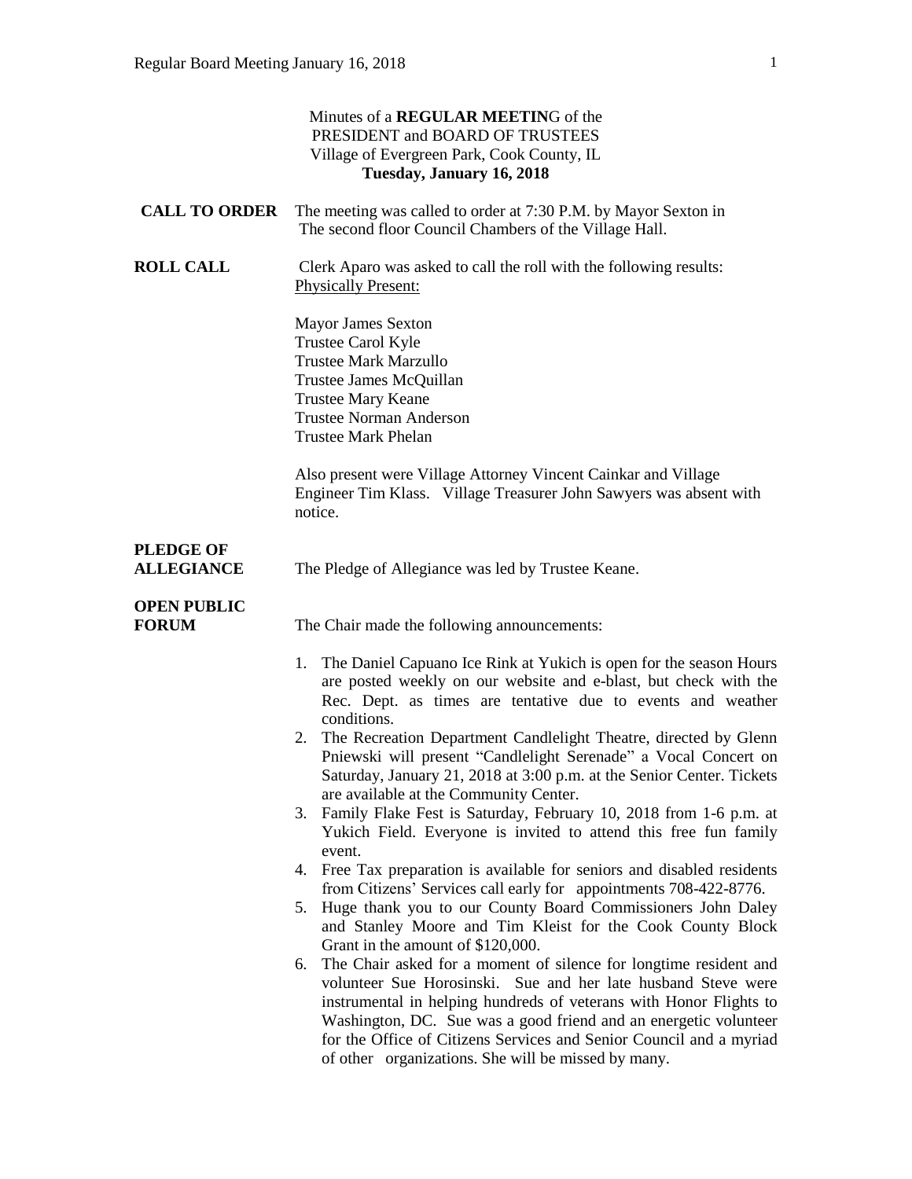Minutes of a **REGULAR MEETIN**G of the
PRESIDENT and BOARD OF TRUSTEES
Village of Evergreen Park, Cook County, IL
**Tuesday, January 16, 2018**

**CALL TO ORDER** The meeting was called to order at 7:30 P.M. by Mayor Sexton in The second floor Council Chambers of the Village Hall.

**ROLL CALL** Clerk Aparo was asked to call the roll with the following results:
Physically Present:

Mayor James Sexton
Trustee Carol Kyle
Trustee Mark Marzullo
Trustee James McQuillan
Trustee Mary Keane
Trustee Norman Anderson
Trustee Mark Phelan

Also present were Village Attorney Vincent Cainkar and Village Engineer Tim Klass. Village Treasurer John Sawyers was absent with notice.

**PLEDGE OF ALLEGIANCE** The Pledge of Allegiance was led by Trustee Keane.

**OPEN PUBLIC FORUM** The Chair made the following announcements:

1. The Daniel Capuano Ice Rink at Yukich is open for the season Hours are posted weekly on our website and e-blast, but check with the Rec. Dept. as times are tentative due to events and weather conditions.
2. The Recreation Department Candlelight Theatre, directed by Glenn Pniewski will present "Candlelight Serenade" a Vocal Concert on Saturday, January 21, 2018 at 3:00 p.m. at the Senior Center. Tickets are available at the Community Center.
3. Family Flake Fest is Saturday, February 10, 2018 from 1-6 p.m. at Yukich Field. Everyone is invited to attend this free fun family event.
4. Free Tax preparation is available for seniors and disabled residents from Citizens' Services call early for appointments 708-422-8776.
5. Huge thank you to our County Board Commissioners John Daley and Stanley Moore and Tim Kleist for the Cook County Block Grant in the amount of $120,000.
6. The Chair asked for a moment of silence for longtime resident and volunteer Sue Horosinski. Sue and her late husband Steve were instrumental in helping hundreds of veterans with Honor Flights to Washington, DC. Sue was a good friend and an energetic volunteer for the Office of Citizens Services and Senior Council and a myriad of other organizations. She will be missed by many.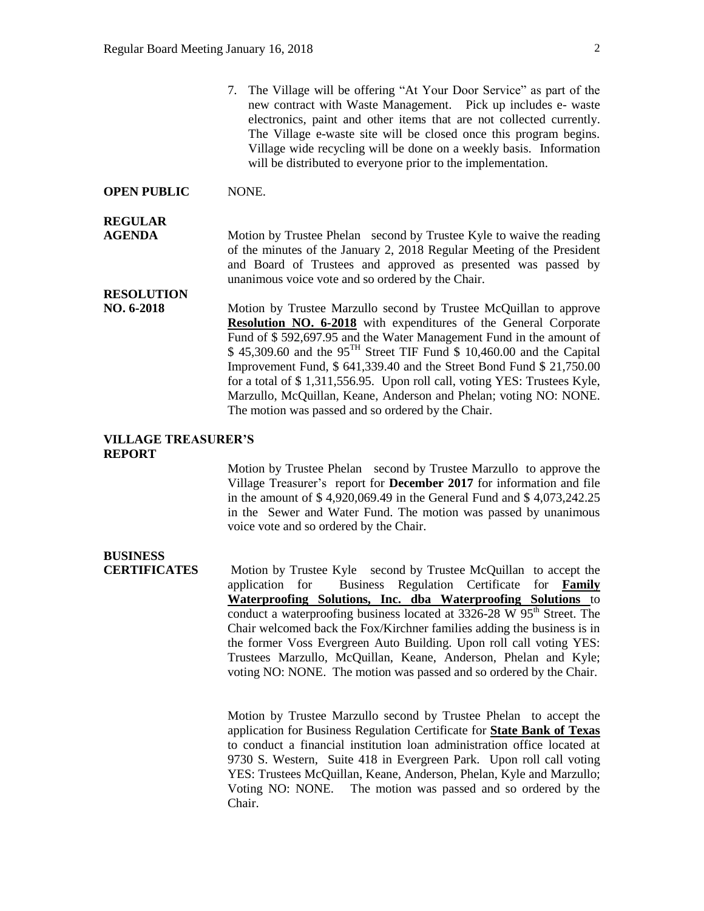7. The Village will be offering "At Your Door Service" as part of the new contract with Waste Management. Pick up includes e- waste electronics, paint and other items that are not collected currently. The Village e-waste site will be closed once this program begins. Village wide recycling will be done on a weekly basis. Information will be distributed to everyone prior to the implementation.

**OPEN PUBLIC** NONE.

**REGULAR AGENDA** Motion by Trustee Phelan second by Trustee Kyle to waive the reading of the minutes of the January 2, 2018 Regular Meeting of the President and Board of Trustees and approved as presented was passed by unanimous voice vote and so ordered by the Chair.

**RESOLUTION NO. 6-2018** Motion by Trustee Marzullo second by Trustee McQuillan to approve **Resolution NO. 6-2018** with expenditures of the General Corporate Fund of $ 592,697.95 and the Water Management Fund in the amount of $ 45,309.60 and the 95TH Street TIF Fund $ 10,460.00 and the Capital Improvement Fund, $ 641,339.40 and the Street Bond Fund $ 21,750.00 for a total of $ 1,311,556.95. Upon roll call, voting YES: Trustees Kyle, Marzullo, McQuillan, Keane, Anderson and Phelan; voting NO: NONE. The motion was passed and so ordered by the Chair.

**VILLAGE TREASURER'S REPORT**

Motion by Trustee Phelan second by Trustee Marzullo to approve the Village Treasurer's report for **December 2017** for information and file in the amount of $ 4,920,069.49 in the General Fund and $ 4,073,242.25 in the Sewer and Water Fund. The motion was passed by unanimous voice vote and so ordered by the Chair.

**BUSINESS CERTIFICATES** Motion by Trustee Kyle second by Trustee McQuillan to accept the application for Business Regulation Certificate for **Family Waterproofing Solutions, Inc. dba Waterproofing Solutions** to conduct a waterproofing business located at 3326-28 W 95th Street. The Chair welcomed back the Fox/Kirchner families adding the business is in the former Voss Evergreen Auto Building. Upon roll call voting YES: Trustees Marzullo, McQuillan, Keane, Anderson, Phelan and Kyle; voting NO: NONE. The motion was passed and so ordered by the Chair.

Motion by Trustee Marzullo second by Trustee Phelan to accept the application for Business Regulation Certificate for **State Bank of Texas** to conduct a financial institution loan administration office located at 9730 S. Western, Suite 418 in Evergreen Park. Upon roll call voting YES: Trustees McQuillan, Keane, Anderson, Phelan, Kyle and Marzullo; Voting NO: NONE. The motion was passed and so ordered by the Chair.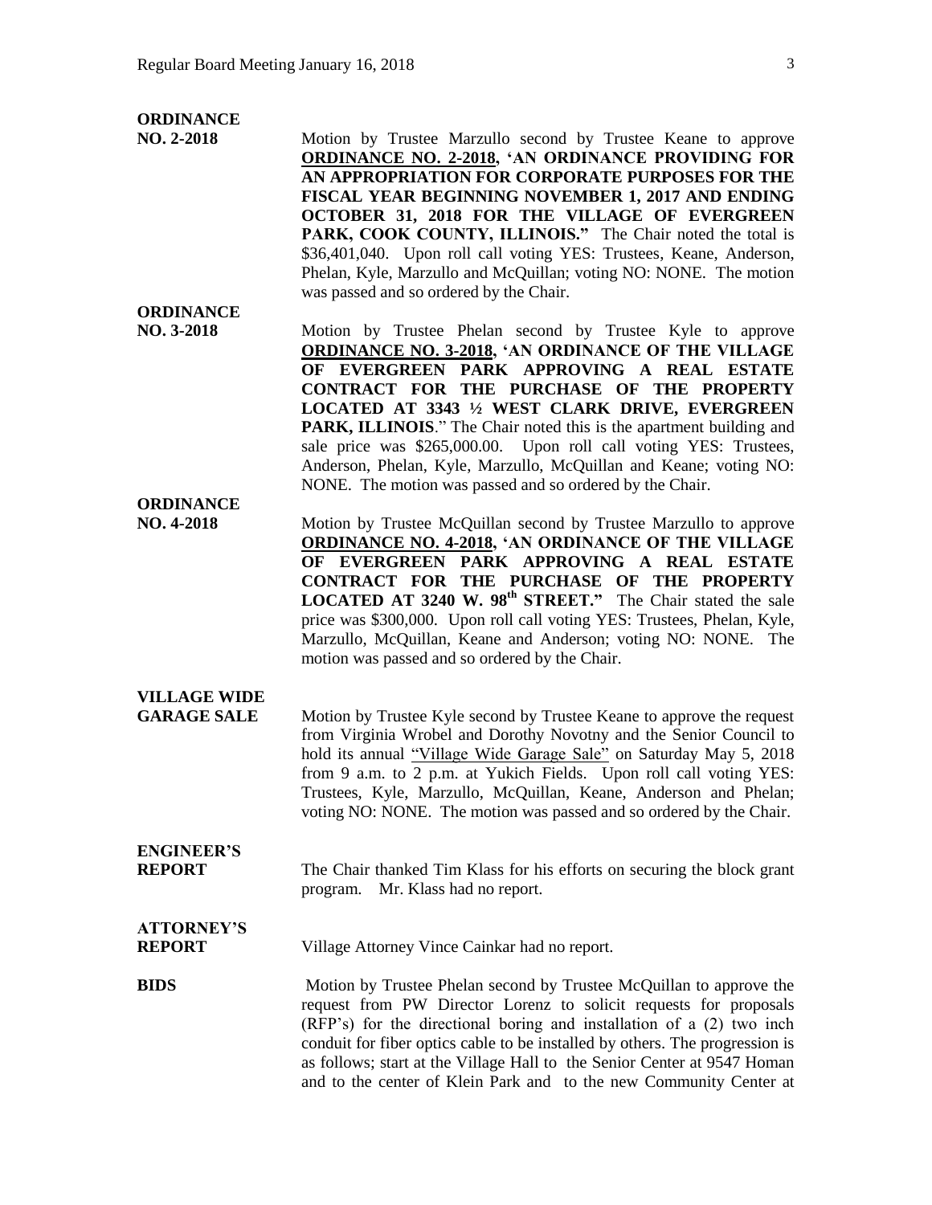**ORDINANCE NO. 2-2018**

Motion by Trustee Marzullo second by Trustee Keane to approve **ORDINANCE NO. 2-2018, 'AN ORDINANCE PROVIDING FOR AN APPROPRIATION FOR CORPORATE PURPOSES FOR THE FISCAL YEAR BEGINNING NOVEMBER 1, 2017 AND ENDING OCTOBER 31, 2018 FOR THE VILLAGE OF EVERGREEN PARK, COOK COUNTY, ILLINOIS."** The Chair noted the total is $36,401,040. Upon roll call voting YES: Trustees, Keane, Anderson, Phelan, Kyle, Marzullo and McQuillan; voting NO: NONE. The motion was passed and so ordered by the Chair.

**ORDINANCE NO. 3-2018**

Motion by Trustee Phelan second by Trustee Kyle to approve **ORDINANCE NO. 3-2018, 'AN ORDINANCE OF THE VILLAGE OF EVERGREEN PARK APPROVING A REAL ESTATE CONTRACT FOR THE PURCHASE OF THE PROPERTY LOCATED AT 3343 ½ WEST CLARK DRIVE, EVERGREEN PARK, ILLINOIS**." The Chair noted this is the apartment building and sale price was $265,000.00. Upon roll call voting YES: Trustees, Anderson, Phelan, Kyle, Marzullo, McQuillan and Keane; voting NO: NONE. The motion was passed and so ordered by the Chair.

**ORDINANCE NO. 4-2018**

Motion by Trustee McQuillan second by Trustee Marzullo to approve **ORDINANCE NO. 4-2018, 'AN ORDINANCE OF THE VILLAGE OF EVERGREEN PARK APPROVING A REAL ESTATE CONTRACT FOR THE PURCHASE OF THE PROPERTY LOCATED AT 3240 W. 98th STREET."** The Chair stated the sale price was $300,000. Upon roll call voting YES: Trustees, Phelan, Kyle, Marzullo, McQuillan, Keane and Anderson; voting NO: NONE. The motion was passed and so ordered by the Chair.

**VILLAGE WIDE GARAGE SALE**

Motion by Trustee Kyle second by Trustee Keane to approve the request from Virginia Wrobel and Dorothy Novotny and the Senior Council to hold its annual "Village Wide Garage Sale" on Saturday May 5, 2018 from 9 a.m. to 2 p.m. at Yukich Fields. Upon roll call voting YES: Trustees, Kyle, Marzullo, McQuillan, Keane, Anderson and Phelan; voting NO: NONE. The motion was passed and so ordered by the Chair.

**ENGINEER'S REPORT**

The Chair thanked Tim Klass for his efforts on securing the block grant program. Mr. Klass had no report.

**ATTORNEY'S REPORT**

Village Attorney Vince Cainkar had no report.

**BIDS**

Motion by Trustee Phelan second by Trustee McQuillan to approve the request from PW Director Lorenz to solicit requests for proposals (RFP's) for the directional boring and installation of a (2) two inch conduit for fiber optics cable to be installed by others. The progression is as follows; start at the Village Hall to the Senior Center at 9547 Homan and to the center of Klein Park and to the new Community Center at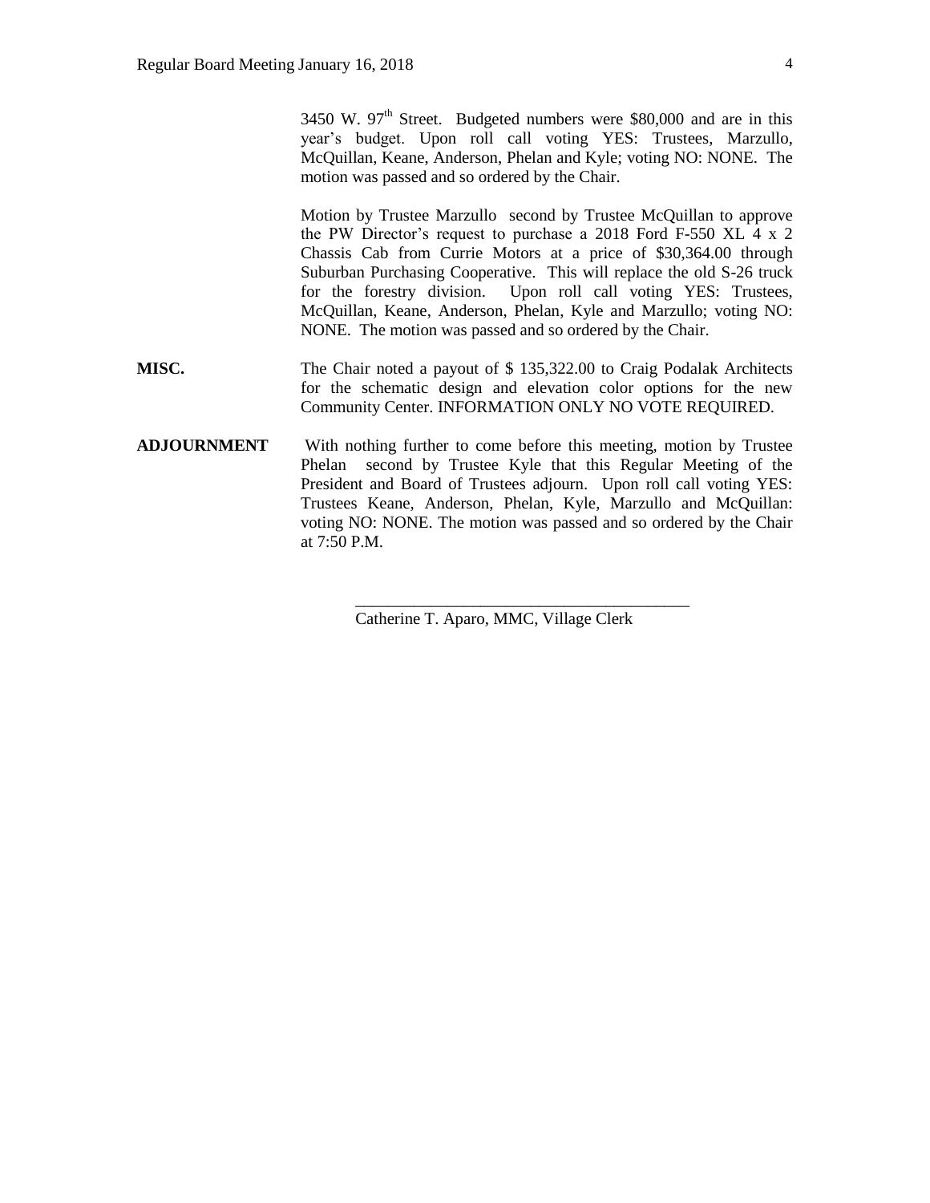3450 W. 97th Street. Budgeted numbers were $80,000 and are in this year's budget. Upon roll call voting YES: Trustees, Marzullo, McQuillan, Keane, Anderson, Phelan and Kyle; voting NO: NONE. The motion was passed and so ordered by the Chair.

Motion by Trustee Marzullo second by Trustee McQuillan to approve the PW Director's request to purchase a 2018 Ford F-550 XL 4 x 2 Chassis Cab from Currie Motors at a price of $30,364.00 through Suburban Purchasing Cooperative. This will replace the old S-26 truck for the forestry division. Upon roll call voting YES: Trustees, McQuillan, Keane, Anderson, Phelan, Kyle and Marzullo; voting NO: NONE. The motion was passed and so ordered by the Chair.

**MISC.** The Chair noted a payout of $ 135,322.00 to Craig Podalak Architects for the schematic design and elevation color options for the new Community Center. INFORMATION ONLY NO VOTE REQUIRED.

**ADJOURNMENT** With nothing further to come before this meeting, motion by Trustee Phelan second by Trustee Kyle that this Regular Meeting of the President and Board of Trustees adjourn. Upon roll call voting YES: Trustees Keane, Anderson, Phelan, Kyle, Marzullo and McQuillan: voting NO: NONE. The motion was passed and so ordered by the Chair at 7:50 P.M.

\_\_\_\_\_\_\_\_\_\_\_\_\_\_\_\_\_\_\_\_\_\_\_\_\_\_\_\_\_\_\_\_\_\_\_\_\_\_\_\_

Catherine T. Aparo, MMC, Village Clerk